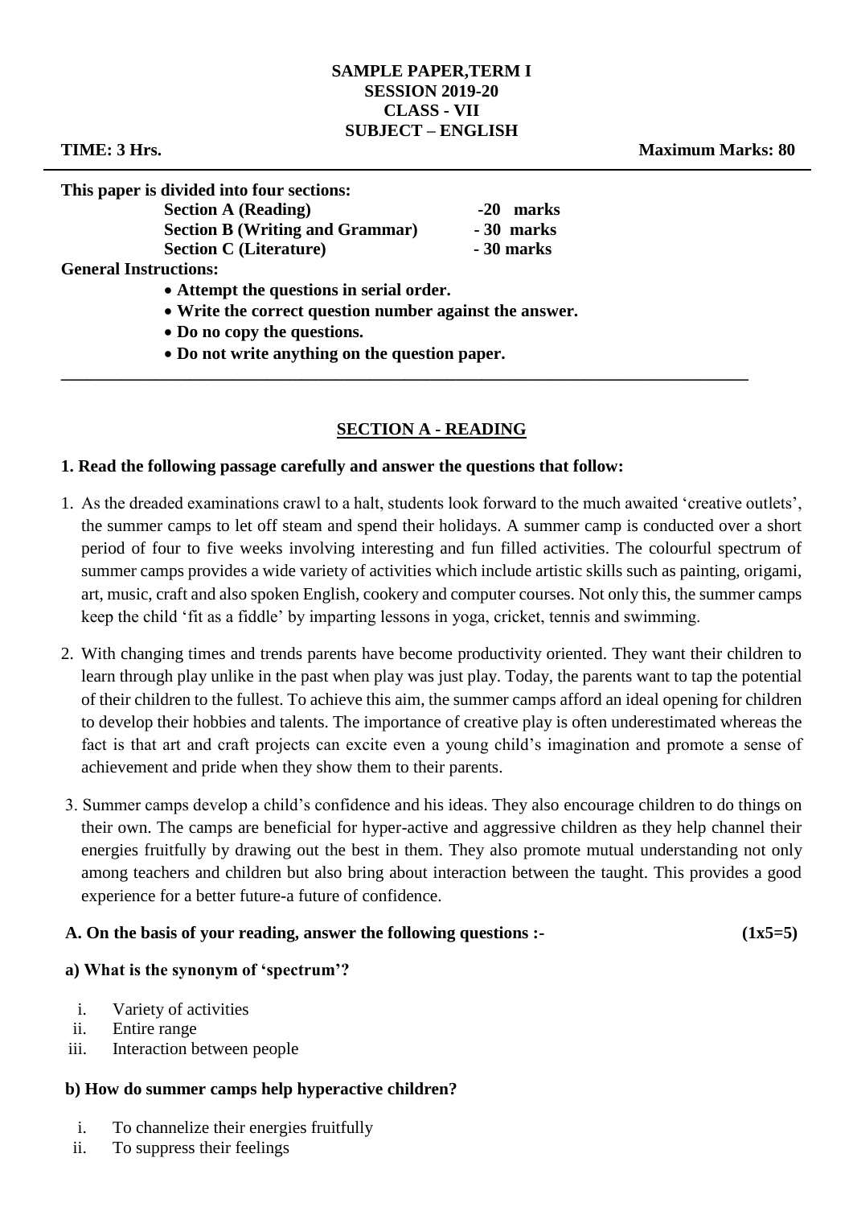**SAMPLE PAPER,TERM I**
**SESSION 2019-20**
**CLASS - VII**
**SUBJECT – ENGLISH**

**TIME: 3 Hrs.** **Maximum Marks: 80**

---

**This paper is divided into four sections:**

- **Section A (Reading) -20 marks**
- **Section B (Writing and Grammar) - 30 marks**
- **Section C (Literature) - 30 marks**

**General Instructions:**

- **Attempt the questions in serial order.**
- **Write the correct question number against the answer.**
- **Do no copy the questions.**
- **Do not write anything on the question paper.**

---

## SECTION A - READING

**1. Read the following passage carefully and answer the questions that follow:**

1. As the dreaded examinations crawl to a halt, students look forward to the much awaited 'creative outlets', the summer camps to let off steam and spend their holidays. A summer camp is conducted over a short period of four to five weeks involving interesting and fun filled activities. The colourful spectrum of summer camps provides a wide variety of activities which include artistic skills such as painting, origami, art, music, craft and also spoken English, cookery and computer courses. Not only this, the summer camps keep the child 'fit as a fiddle' by imparting lessons in yoga, cricket, tennis and swimming.

2. With changing times and trends parents have become productivity oriented. They want their children to learn through play unlike in the past when play was just play. Today, the parents want to tap the potential of their children to the fullest. To achieve this aim, the summer camps afford an ideal opening for children to develop their hobbies and talents. The importance of creative play is often underestimated whereas the fact is that art and craft projects can excite even a young child's imagination and promote a sense of achievement and pride when they show them to their parents.

3. Summer camps develop a child's confidence and his ideas. They also encourage children to do things on their own. The camps are beneficial for hyper-active and aggressive children as they help channel their energies fruitfully by drawing out the best in them. They also promote mutual understanding not only among teachers and children but also bring about interaction between the taught. This provides a good experience for a better future-a future of confidence.

**A. On the basis of your reading, answer the following questions :- (1x5=5)**

**a) What is the synonym of 'spectrum'?**

i. Variety of activities
ii. Entire range
iii. Interaction between people

**b) How do summer camps help hyperactive children?**

i. To channelize their energies fruitfully
ii. To suppress their feelings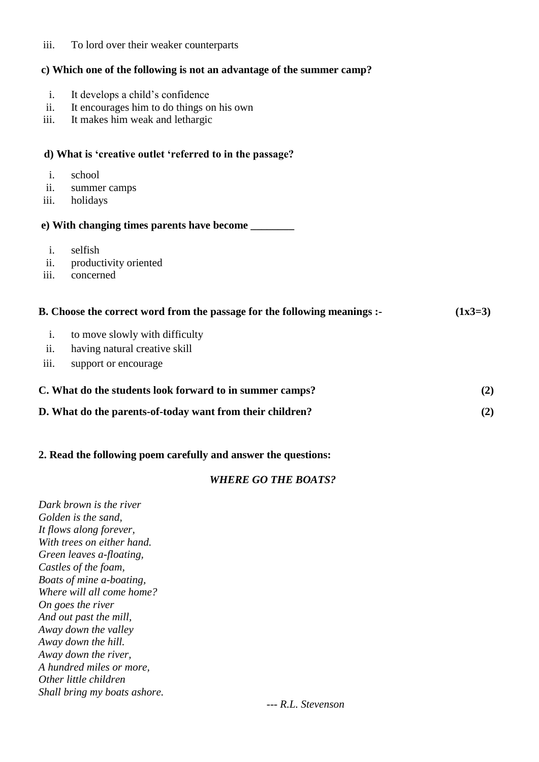iii. To lord over their weaker counterparts

**c) Which one of the following is not an advantage of the summer camp?**

i. It develops a child's confidence
ii. It encourages him to do things on his own
iii. It makes him weak and lethargic

**d) What is 'creative outlet 'referred to in the passage?**

i. school
ii. summer camps
iii. holidays

**e) With changing times parents have become ________**

i. selfish
ii. productivity oriented
iii. concerned

**B. Choose the correct word from the passage for the following meanings :- (1x3=3)**

i. to move slowly with difficulty
ii. having natural creative skill
iii. support or encourage

**C. What do the students look forward to in summer camps? (2)**

**D. What do the parents-of-today want from their children? (2)**

**2. Read the following poem carefully and answer the questions:**

***WHERE GO THE BOATS?***

*Dark brown is the river*
*Golden is the sand,*
*It flows along forever,*
*With trees on either hand.*
*Green leaves a-floating,*
*Castles of the foam,*
*Boats of mine a-boating,*
*Where will all come home?*
*On goes the river*
*And out past the mill,*
*Away down the valley*
*Away down the hill.*
*Away down the river,*
*A hundred miles or more,*
*Other little children*
*Shall bring my boats ashore.*

--- *R.L. Stevenson*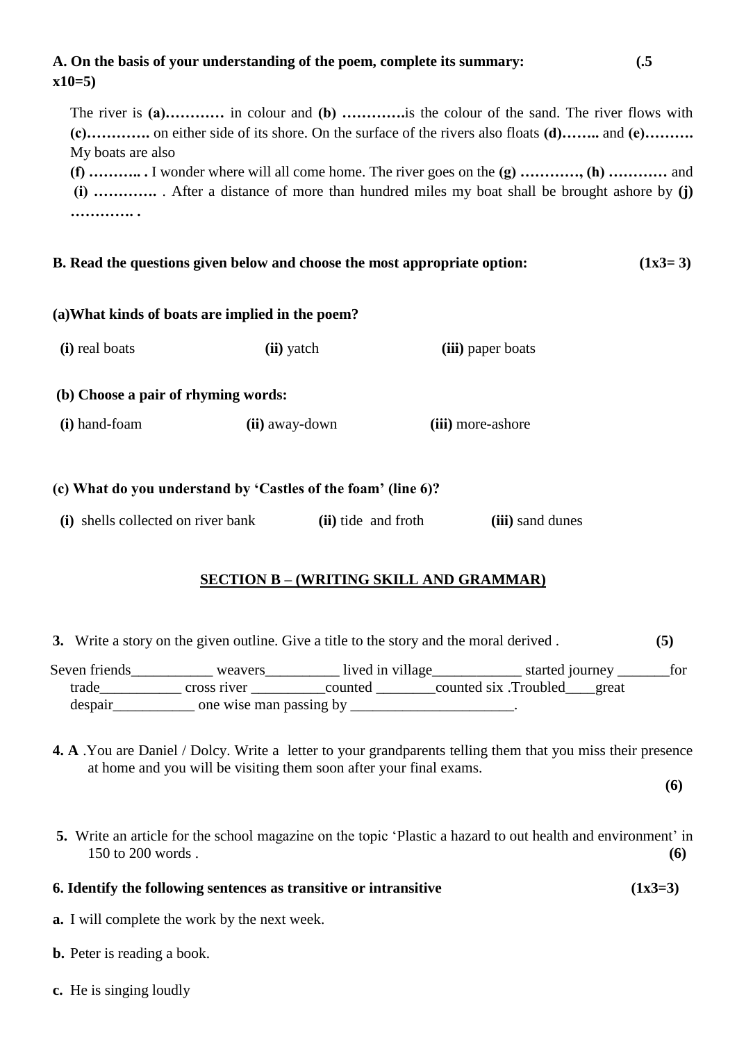**A. On the basis of your understanding of the poem, complete its summary: (.5 x10=5)**

The river is **(a)…………** in colour and **(b) ………….**is the colour of the sand. The river flows with **(c)………….** on either side of its shore. On the surface of the rivers also floats **(d)……..** and **(e)……….** My boats are also **(f) ……….. .** I wonder where will all come home. The river goes on the **(g) …………, (h) …………** and **(i) ………….** . After a distance of more than hundred miles my boat shall be brought ashore by **(j) …………. .**

**B. Read the questions given below and choose the most appropriate option: (1x3= 3)**

**(a)What kinds of boats are implied in the poem?**

**(i)** real boats **(ii)** yatch **(iii)** paper boats

**(b) Choose a pair of rhyming words:**

**(i)** hand-foam **(ii)** away-down **(iii)** more-ashore

**(c) What do you understand by 'Castles of the foam' (line 6)?**

**(i)** shells collected on river bank **(ii)** tide and froth **(iii)** sand dunes

## SECTION B – (WRITING SKILL AND GRAMMAR)

**3.** Write a story on the given outline. Give a title to the story and the moral derived . **(5)**

Seven friends___________ weavers__________ lived in village____________ started journey _______for trade___________ cross river __________counted ________counted six .Troubled____great despair___________ one wise man passing by ______________________.

**4. A** .You are Daniel / Dolcy. Write a letter to your grandparents telling them that you miss their presence at home and you will be visiting them soon after your final exams. **(6)**

**5.** Write an article for the school magazine on the topic 'Plastic a hazard to out health and environment' in 150 to 200 words . **(6)**

**6. Identify the following sentences as transitive or intransitive (1x3=3)**

**a.** I will complete the work by the next week.

**b.** Peter is reading a book.

**c.** He is singing loudly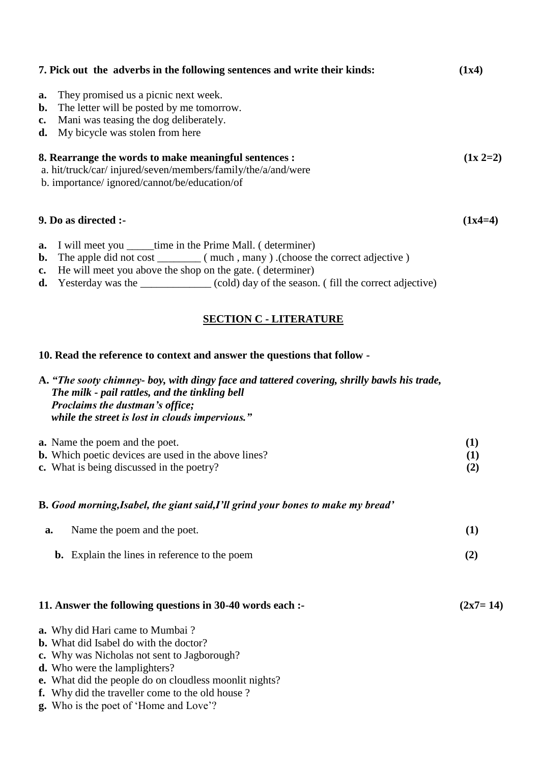**7. Pick out the adverbs in the following sentences and write their kinds: (1x4)**

**a.** They promised us a picnic next week.
**b.** The letter will be posted by me tomorrow.
**c.** Mani was teasing the dog deliberately.
**d.** My bicycle was stolen from here

**8. Rearrange the words to make meaningful sentences : (1x 2=2)**

a. hit/truck/car/ injured/seven/members/family/the/a/and/were
b. importance/ ignored/cannot/be/education/of

**9. Do as directed :- (1x4=4)**

**a.** I will meet you _____time in the Prime Mall. ( determiner)
**b.** The apple did not cost ________ ( much , many ) .(choose the correct adjective )
**c.** He will meet you above the shop on the gate. ( determiner)
**d.** Yesterday was the _____________ (cold) day of the season. ( fill the correct adjective)

## SECTION C - LITERATURE

**10. Read the reference to context and answer the questions that follow -**

**A.** ***"The sooty chimney- boy, with dingy face and tattered covering, shrilly bawls his trade,***
***The milk - pail rattles, and the tinkling bell***
***Proclaims the dustman's office;***
***while the street is lost in clouds impervious."***

**a.** Name the poem and the poet. **(1)**
**b.** Which poetic devices are used in the above lines? **(1)**
**c.** What is being discussed in the poetry? **(2)**

**B.** ***Good morning,Isabel, the giant said,I'll grind your bones to make my bread'***

**a.** Name the poem and the poet. **(1)**

**b.** Explain the lines in reference to the poem **(2)**

**11. Answer the following questions in 30-40 words each :- (2x7= 14)**

**a.** Why did Hari came to Mumbai ?
**b.** What did Isabel do with the doctor?
**c.** Why was Nicholas not sent to Jagborough?
**d.** Who were the lamplighters?
**e.** What did the people do on cloudless moonlit nights?
**f.** Why did the traveller come to the old house ?
**g.** Who is the poet of 'Home and Love'?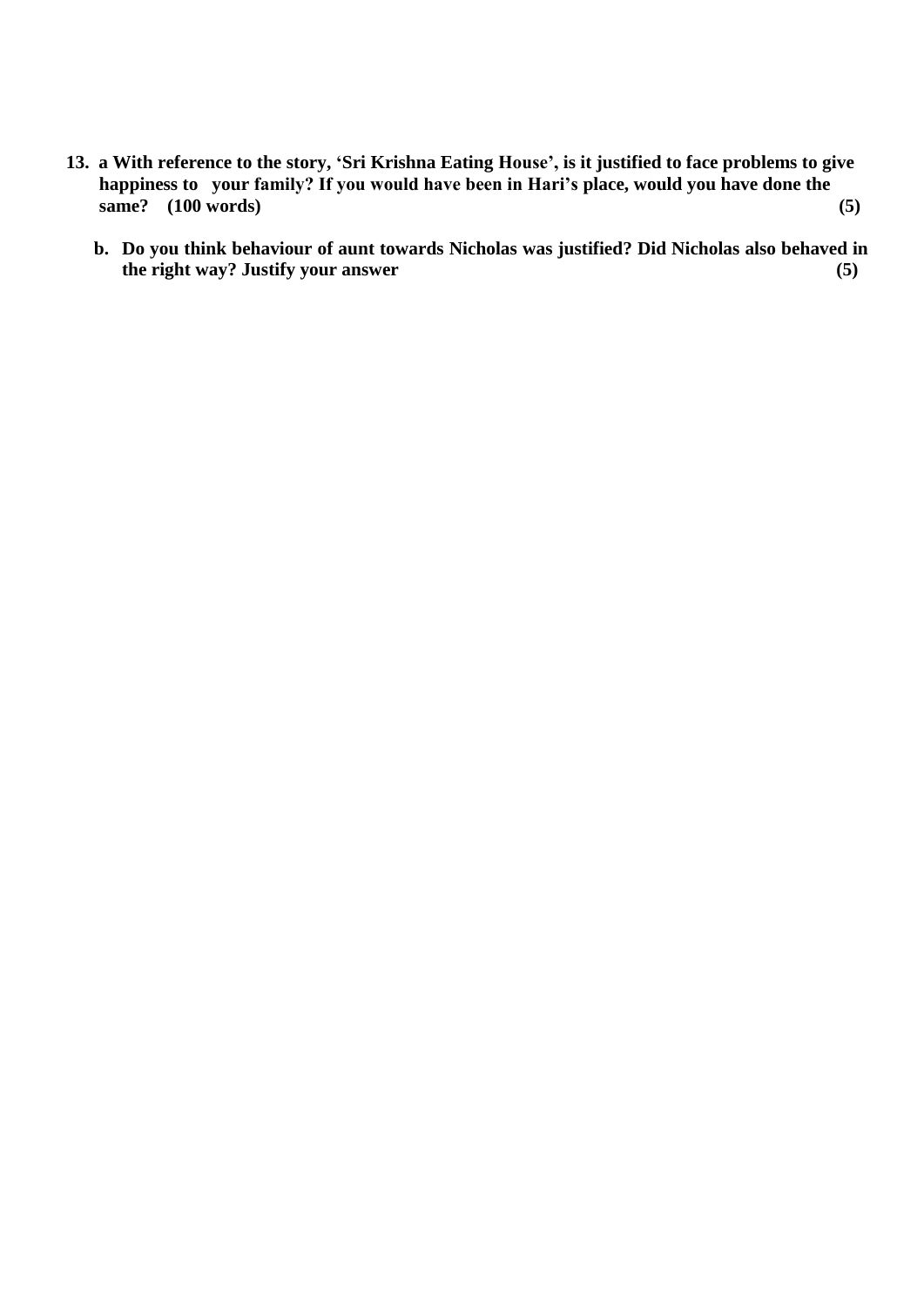**13. a With reference to the story, 'Sri Krishna Eating House', is it justified to face problems to give happiness to your family? If you would have been in Hari's place, would you have done the same? (100 words) (5)**

**b. Do you think behaviour of aunt towards Nicholas was justified? Did Nicholas also behaved in the right way? Justify your answer (5)**